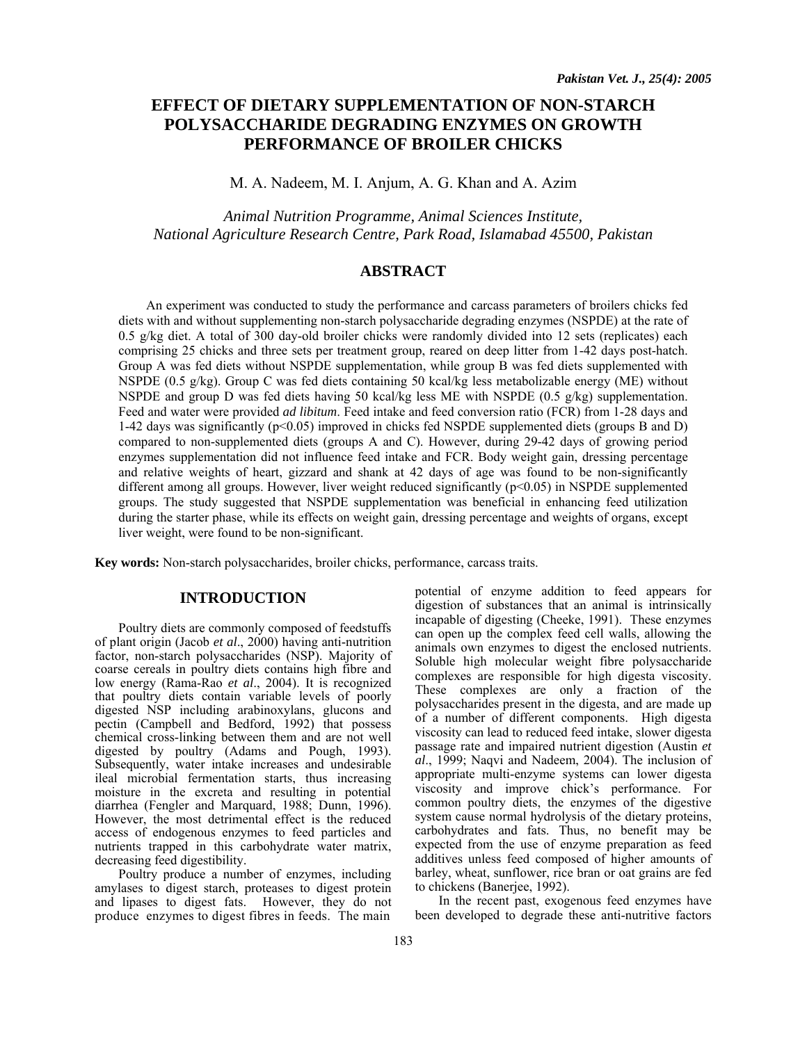# EFFECT OF DIETARY SUPPLEMENTATION OF NON-STARCH POLYSACCHARIDE DEGRADING ENZYMES ON GROWTH PERFORMANCE OF BROILER CHICKS

M. A. Nadeem, M. I. Anjum, A. G. Khan and A. Azim

*Animal Nutrition Programme, Animal Sciences Institute, National Agriculture Research Centre, Park Road, Islamabad 45500, Pakistan*

## ABSTRACT

An experiment was conducted to study the performance and carcass parameters of broilers chicks fed diets with and without supplementing non-starch polysaccharide degrading enzymes (NSPDE) at the rate of 0.5 g/kg diet. A total of 300 day-old broiler chicks were randomly divided into 12 sets (replicates) each comprising 25 chicks and three sets per treatment group, reared on deep litter from 1-42 days post-hatch. Group A was fed diets without NSPDE supplementation, while group B was fed diets supplemented with NSPDE (0.5 g/kg). Group C was fed diets containing 50 kcal/kg less metabolizable energy (ME) without NSPDE and group D was fed diets having 50 kcal/kg less ME with NSPDE (0.5 g/kg) supplementation. Feed and water were provided *ad libitum*. Feed intake and feed conversion ratio (FCR) from 1-28 days and 1-42 days was significantly ($p<0.05$) improved in chicks fed NSPDE supplemented diets (groups B and D) compared to non-supplemented diets (groups A and C). However, during 29-42 days of growing period enzymes supplementation did not influence feed intake and FCR. Body weight gain, dressing percentage and relative weights of heart, gizzard and shank at 42 days of age was found to be non-significantly different among all groups. However, liver weight reduced significantly ($p<0.05$) in NSPDE supplemented groups. The study suggested that NSPDE supplementation was beneficial in enhancing feed utilization during the starter phase, while its effects on weight gain, dressing percentage and weights of organs, except liver weight, were found to be non-significant.

**Key words:** Non-starch polysaccharides, broiler chicks, performance, carcass traits.

## INTRODUCTION

Poultry diets are commonly composed of feedstuffs of plant origin (Jacob *et al*., 2000) having anti-nutrition factor, non-starch polysaccharides (NSP). Majority of coarse cereals in poultry diets contains high fibre and low energy (Rama-Rao *et al*., 2004). It is recognized that poultry diets contain variable levels of poorly digested NSP including arabinoxylans, glucons and pectin (Campbell and Bedford, 1992) that possess chemical cross-linking between them and are not well digested by poultry (Adams and Pough, 1993). Subsequently, water intake increases and undesirable ileal microbial fermentation starts, thus increasing moisture in the excreta and resulting in potential diarrhea (Fengler and Marquard, 1988; Dunn, 1996). However, the most detrimental effect is the reduced access of endogenous enzymes to feed particles and nutrients trapped in this carbohydrate water matrix, decreasing feed digestibility.

Poultry produce a number of enzymes, including amylases to digest starch, proteases to digest protein and lipases to digest fats. However, they do not produce enzymes to digest fibres in feeds. The main potential of enzyme addition to feed appears for digestion of substances that an animal is intrinsically incapable of digesting (Cheeke, 1991). These enzymes can open up the complex feed cell walls, allowing the animals own enzymes to digest the enclosed nutrients. Soluble high molecular weight fibre polysaccharide complexes are responsible for high digesta viscosity. These complexes are only a fraction of the polysaccharides present in the digesta, and are made up of a number of different components. High digesta viscosity can lead to reduced feed intake, slower digesta passage rate and impaired nutrient digestion (Austin *et al*., 1999; Naqvi and Nadeem, 2004). The inclusion of appropriate multi-enzyme systems can lower digesta viscosity and improve chick's performance. For common poultry diets, the enzymes of the digestive system cause normal hydrolysis of the dietary proteins, carbohydrates and fats. Thus, no benefit may be expected from the use of enzyme preparation as feed additives unless feed composed of higher amounts of barley, wheat, sunflower, rice bran or oat grains are fed to chickens (Banerjee, 1992).

In the recent past, exogenous feed enzymes have been developed to degrade these anti-nutritive factors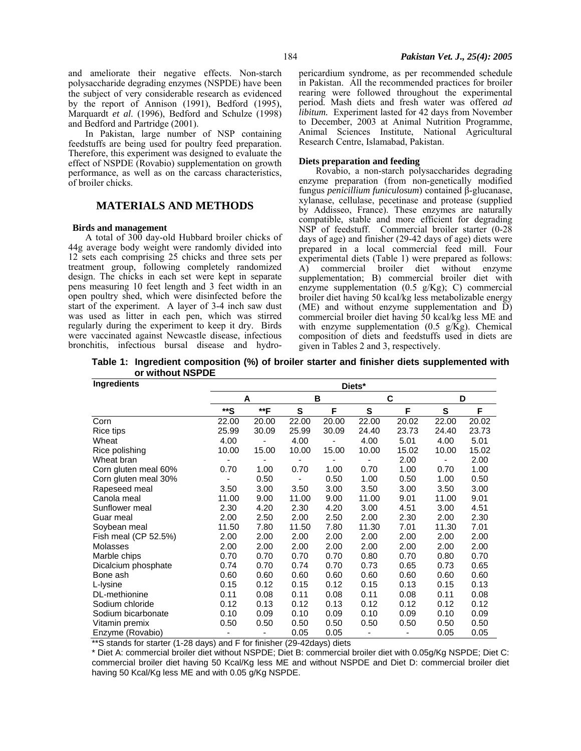and ameliorate their negative effects. Non-starch polysaccharide degrading enzymes (NSPDE) have been the subject of very considerable research as evidenced by the report of Annison (1991), Bedford (1995), Marquardt *et al*. (1996), Bedford and Schulze (1998) and Bedford and Partridge (2001).

In Pakistan, large number of NSP containing feedstuffs are being used for poultry feed preparation. Therefore, this experiment was designed to evaluate the effect of NSPDE (Rovabio) supplementation on growth performance, as well as on the carcass characteristics, of broiler chicks.

## MATERIALS AND METHODS

### Birds and management

A total of 300 day-old Hubbard broiler chicks of 44g average body weight were randomly divided into 12 sets each comprising 25 chicks and three sets per treatment group, following completely randomized design. The chicks in each set were kept in separate pens measuring 10 feet length and 3 feet width in an open poultry shed, which were disinfected before the start of the experiment. A layer of 3-4 inch saw dust was used as litter in each pen, which was stirred regularly during the experiment to keep it dry. Birds were vaccinated against Newcastle disease, infectious bronchitis, infectious bursal disease and hydro-pericardium syndrome, as per recommended schedule in Pakistan. All the recommended practices for broiler rearing were followed throughout the experimental period. Mash diets and fresh water was offered *ad libitum.* Experiment lasted for 42 days from November to December, 2003 at Animal Nutrition Programme, Animal Sciences Institute, National Agricultural Research Centre, Islamabad, Pakistan.

### Diets preparation and feeding

Rovabio, a non-starch polysaccharides degrading enzyme preparation (from non-genetically modified fungus *penicillium funiculosum*) contained β-glucanase, xylanase, cellulase, pecetinase and protease (supplied by Addisseo, France). These enzymes are naturally compatible, stable and more efficient for degrading NSP of feedstuff. Commercial broiler starter (0-28 days of age) and finisher (29-42 days of age) diets were prepared in a local commercial feed mill. Four experimental diets (Table 1) were prepared as follows: A) commercial broiler diet without enzyme supplementation; B) commercial broiler diet with enzyme supplementation (0.5 g/Kg); C) commercial broiler diet having 50 kcal/kg less metabolizable energy (ME) and without enzyme supplementation and D) commercial broiler diet having 50 kcal/kg less ME and with enzyme supplementation (0.5 g/Kg). Chemical composition of diets and feedstuffs used in diets are given in Tables 2 and 3, respectively.

**Table 1: Ingredient composition (%) of broiler starter and finisher diets supplemented with or without NSPDE**

| Ingredients | Diets* | | | | | | | |
|---|---|---|---|---|---|---|---|---|
| | A | | B | | C | | D | |
| | **S | **F | S | F | S | F | S | F |
| Corn | 22.00 | 20.00 | 22.00 | 20.00 | 22.00 | 20.02 | 22.00 | 20.02 |
| Rice tips | 25.99 | 30.09 | 25.99 | 30.09 | 24.40 | 23.73 | 24.40 | 23.73 |
| Wheat | 4.00 | - | 4.00 | - | 4.00 | 5.01 | 4.00 | 5.01 |
| Rice polishing | 10.00 | 15.00 | 10.00 | 15.00 | 10.00 | 15.02 | 10.00 | 15.02 |
| Wheat bran | - | - | - | - | - | 2.00 | - | 2.00 |
| Corn gluten meal 60% | 0.70 | 1.00 | 0.70 | 1.00 | 0.70 | 1.00 | 0.70 | 1.00 |
| Corn gluten meal 30% | - | 0.50 | - | 0.50 | 1.00 | 0.50 | 1.00 | 0.50 |
| Rapeseed meal | 3.50 | 3.00 | 3.50 | 3.00 | 3.50 | 3.00 | 3.50 | 3.00 |
| Canola meal | 11.00 | 9.00 | 11.00 | 9.00 | 11.00 | 9.01 | 11.00 | 9.01 |
| Sunflower meal | 2.30 | 4.20 | 2.30 | 4.20 | 3.00 | 4.51 | 3.00 | 4.51 |
| Guar meal | 2.00 | 2.50 | 2.00 | 2.50 | 2.00 | 2.30 | 2.00 | 2.30 |
| Soybean meal | 11.50 | 7.80 | 11.50 | 7.80 | 11.30 | 7.01 | 11.30 | 7.01 |
| Fish meal (CP 52.5%) | 2.00 | 2.00 | 2.00 | 2.00 | 2.00 | 2.00 | 2.00 | 2.00 |
| Molasses | 2.00 | 2.00 | 2.00 | 2.00 | 2.00 | 2.00 | 2.00 | 2.00 |
| Marble chips | 0.70 | 0.70 | 0.70 | 0.70 | 0.80 | 0.70 | 0.80 | 0.70 |
| Dicalcium phosphate | 0.74 | 0.70 | 0.74 | 0.70 | 0.73 | 0.65 | 0.73 | 0.65 |
| Bone ash | 0.60 | 0.60 | 0.60 | 0.60 | 0.60 | 0.60 | 0.60 | 0.60 |
| L-lysine | 0.15 | 0.12 | 0.15 | 0.12 | 0.15 | 0.13 | 0.15 | 0.13 |
| DL-methionine | 0.11 | 0.08 | 0.11 | 0.08 | 0.11 | 0.08 | 0.11 | 0.08 |
| Sodium chloride | 0.12 | 0.13 | 0.12 | 0.13 | 0.12 | 0.12 | 0.12 | 0.12 |
| Sodium bicarbonate | 0.10 | 0.09 | 0.10 | 0.09 | 0.10 | 0.09 | 0.10 | 0.09 |
| Vitamin premix | 0.50 | 0.50 | 0.50 | 0.50 | 0.50 | 0.50 | 0.50 | 0.50 |
| Enzyme (Rovabio) | - | - | 0.05 | 0.05 | - | - | 0.05 | 0.05 |

**S stands for starter (1-28 days) and F for finisher (29-42days) diets

* Diet A: commercial broiler diet without NSPDE; Diet B: commercial broiler diet with 0.05g/Kg NSPDE; Diet C: commercial broiler diet having 50 Kcal/Kg less ME and without NSPDE and Diet D: commercial broiler diet having 50 Kcal/Kg less ME and with 0.05 g/Kg NSPDE.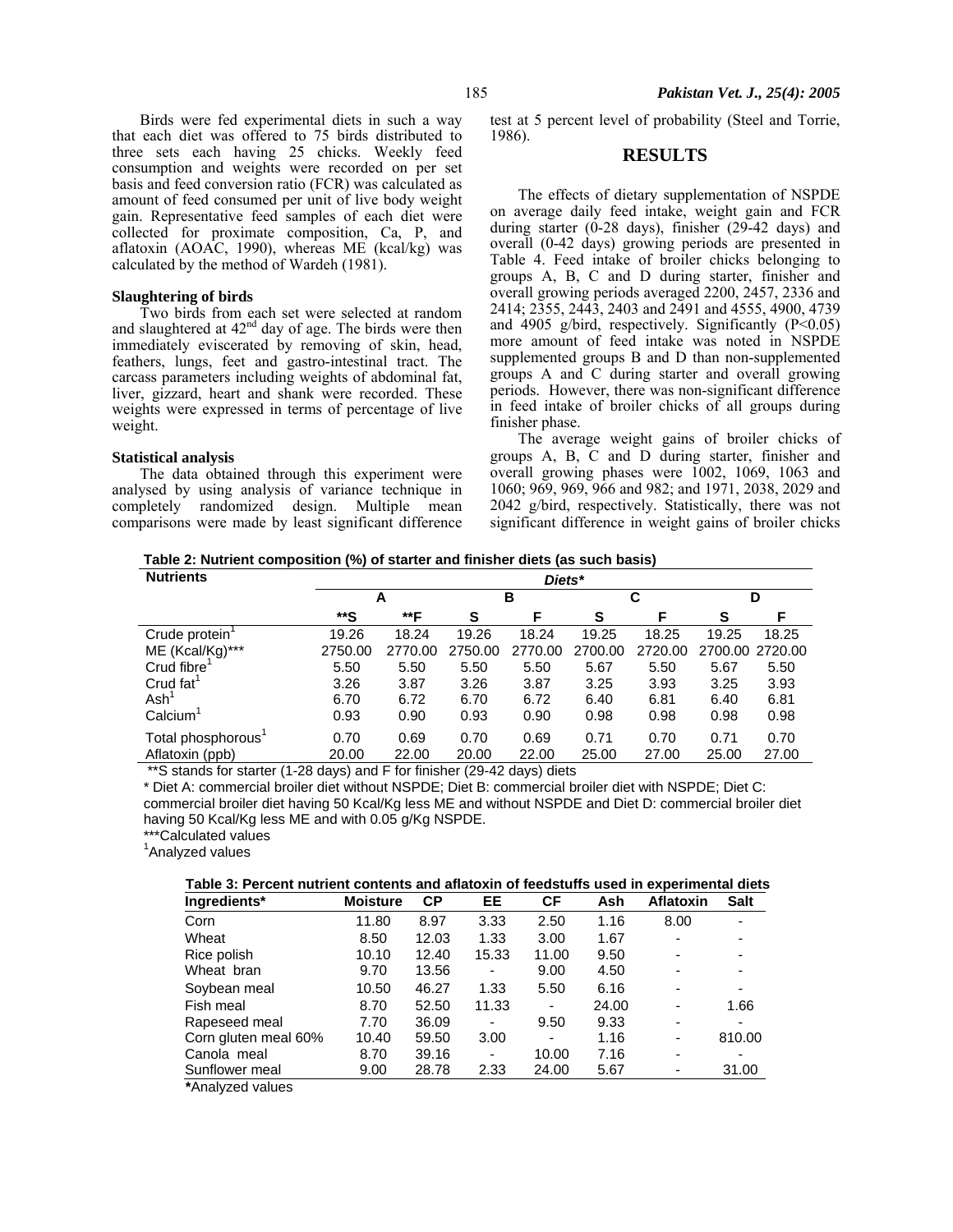Birds were fed experimental diets in such a way that each diet was offered to 75 birds distributed to three sets each having 25 chicks. Weekly feed consumption and weights were recorded on per set basis and feed conversion ratio (FCR) was calculated as amount of feed consumed per unit of live body weight gain. Representative feed samples of each diet were collected for proximate composition, Ca, P, and aflatoxin (AOAC, 1990), whereas ME (kcal/kg) was calculated by the method of Wardeh (1981).

### Slaughtering of birds

Two birds from each set were selected at random and slaughtered at 42nd day of age. The birds were then immediately eviscerated by removing of skin, head, feathers, lungs, feet and gastro-intestinal tract. The carcass parameters including weights of abdominal fat, liver, gizzard, heart and shank were recorded. These weights were expressed in terms of percentage of live weight.

### Statistical analysis

The data obtained through this experiment were analysed by using analysis of variance technique in completely randomized design. Multiple mean comparisons were made by least significant difference test at 5 percent level of probability (Steel and Torrie, 1986).

## RESULTS

The effects of dietary supplementation of NSPDE on average daily feed intake, weight gain and FCR during starter (0-28 days), finisher (29-42 days) and overall (0-42 days) growing periods are presented in Table 4. Feed intake of broiler chicks belonging to groups A, B, C and D during starter, finisher and overall growing periods averaged 2200, 2457, 2336 and 2414; 2355, 2443, 2403 and 2491 and 4555, 4900, 4739 and 4905 g/bird, respectively. Significantly ($P<0.05$) more amount of feed intake was noted in NSPDE supplemented groups B and D than non-supplemented groups A and C during starter and overall growing periods. However, there was non-significant difference in feed intake of broiler chicks of all groups during finisher phase.

The average weight gains of broiler chicks of groups A, B, C and D during starter, finisher and overall growing phases were 1002, 1069, 1063 and 1060; 969, 969, 966 and 982; and 1971, 2038, 2029 and 2042 g/bird, respectively. Statistically, there was not significant difference in weight gains of broiler chicks

**Table 2: Nutrient composition (%) of starter and finisher diets (as such basis)**

| Nutrients | Diets* | | | | | | | |
|---|---|---|---|---|---|---|---|---|
| | A | | B | | C | | D | |
| | **S | **F | S | F | S | F | S | F |
| Crude protein[1] | 19.26 | 18.24 | 19.26 | 18.24 | 19.25 | 18.25 | 19.25 | 18.25 |
| ME (Kcal/Kg)*** | 2750.00 | 2770.00 | 2750.00 | 2770.00 | 2700.00 | 2720.00 | 2700.00 | 2720.00 |
| Crud fibre[1] | 5.50 | 5.50 | 5.50 | 5.50 | 5.67 | 5.50 | 5.67 | 5.50 |
| Crud fat[1] | 3.26 | 3.87 | 3.26 | 3.87 | 3.25 | 3.93 | 3.25 | 3.93 |
| Ash[1] | 6.70 | 6.72 | 6.70 | 6.72 | 6.40 | 6.81 | 6.40 | 6.81 |
| Calcium[1] | 0.93 | 0.90 | 0.93 | 0.90 | 0.98 | 0.98 | 0.98 | 0.98 |
| Total phosphorous[1] | 0.70 | 0.69 | 0.70 | 0.69 | 0.71 | 0.70 | 0.71 | 0.70 |
| Aflatoxin (ppb) | 20.00 | 22.00 | 20.00 | 22.00 | 25.00 | 27.00 | 25.00 | 27.00 |

**S stands for starter (1-28 days) and F for finisher (29-42 days) diets

* Diet A: commercial broiler diet without NSPDE; Diet B: commercial broiler diet with NSPDE; Diet C: commercial broiler diet having 50 Kcal/Kg less ME and without NSPDE and Diet D: commercial broiler diet having 50 Kcal/Kg less ME and with 0.05 g/Kg NSPDE.

***Calculated values

[1]Analyzed values

**Table 3: Percent nutrient contents and aflatoxin of feedstuffs used in experimental diets**

| Ingredients* | Moisture | CP | EE | CF | Ash | Aflatoxin | Salt |
|---|---|---|---|---|---|---|---|
| Corn | 11.80 | 8.97 | 3.33 | 2.50 | 1.16 | 8.00 | - |
| Wheat | 8.50 | 12.03 | 1.33 | 3.00 | 1.67 | - | - |
| Rice polish | 10.10 | 12.40 | 15.33 | 11.00 | 9.50 | - | - |
| Wheat bran | 9.70 | 13.56 | - | 9.00 | 4.50 | - | - |
| Soybean meal | 10.50 | 46.27 | 1.33 | 5.50 | 6.16 | - | - |
| Fish meal | 8.70 | 52.50 | 11.33 | - | 24.00 | - | 1.66 |
| Rapeseed meal | 7.70 | 36.09 | - | 9.50 | 9.33 | - | - |
| Corn gluten meal 60% | 10.40 | 59.50 | 3.00 | - | 1.16 | - | 810.00 |
| Canola meal | 8.70 | 39.16 | - | 10.00 | 7.16 | - | - |
| Sunflower meal | 9.00 | 28.78 | 2.33 | 24.00 | 5.67 | - | 31.00 |

*Analyzed values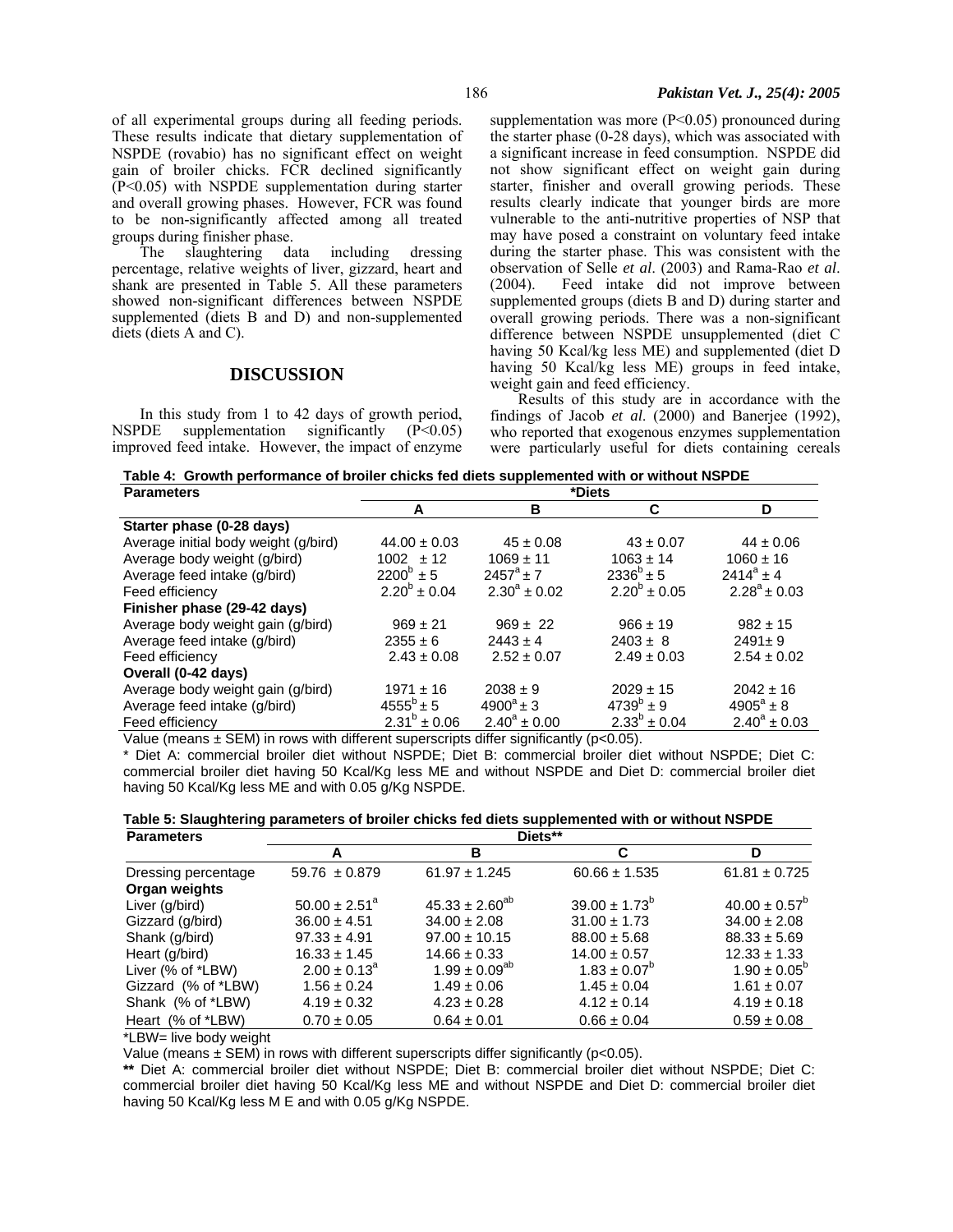of all experimental groups during all feeding periods. These results indicate that dietary supplementation of NSPDE (rovabio) has no significant effect on weight gain of broiler chicks. FCR declined significantly ($P<0.05$) with NSPDE supplementation during starter and overall growing phases. However, FCR was found to be non-significantly affected among all treated groups during finisher phase.

The slaughtering data including dressing percentage, relative weights of liver, gizzard, heart and shank are presented in Table 5. All these parameters showed non-significant differences between NSPDE supplemented (diets B and D) and non-supplemented diets (diets A and C).

## DISCUSSION

In this study from 1 to 42 days of growth period, NSPDE supplementation significantly ($P<0.05$) improved feed intake. However, the impact of enzyme supplementation was more ($P<0.05$) pronounced during the starter phase (0-28 days), which was associated with a significant increase in feed consumption. NSPDE did not show significant effect on weight gain during starter, finisher and overall growing periods. These results clearly indicate that younger birds are more vulnerable to the anti-nutritive properties of NSP that may have posed a constraint on voluntary feed intake during the starter phase. This was consistent with the observation of Selle *et al*. (2003) and Rama-Rao *et al*. (2004). Feed intake did not improve between supplemented groups (diets B and D) during starter and overall growing periods. There was a non-significant difference between NSPDE unsupplemented (diet C having 50 Kcal/kg less ME) and supplemented (diet D having 50 Kcal/kg less ME) groups in feed intake, weight gain and feed efficiency.

Results of this study are in accordance with the findings of Jacob *et al*. (2000) and Banerjee (1992), who reported that exogenous enzymes supplementation were particularly useful for diets containing cereals

**Table 4: Growth performance of broiler chicks fed diets supplemented with or without NSPDE**

| Parameters | *Diets | | | |
|---|---|---|---|---|
| | A | B | C | D |
| **Starter phase (0-28 days)** | | | | |
| Average initial body weight (g/bird) | 44.00 ± 0.03 | 45 ± 0.08 | 43 ± 0.07 | 44 ± 0.06 |
| Average body weight (g/bird) | 1002 ± 12 | 1069 ± 11 | 1063 ± 14 | 1060 ± 16 |
| Average feed intake (g/bird) | $2200^{b}$ ± 5 | $2457^{a}$ ± 7 | $2336^{b}$ ± 5 | $2414^{a}$ ± 4 |
| Feed efficiency | $2.20^{b}$ ± 0.04 | $2.30^{a}$ ± 0.02 | $2.20^{b}$ ± 0.05 | $2.28^{a}$ ± 0.03 |
| **Finisher phase (29-42 days)** | | | | |
| Average body weight gain (g/bird) | 969 ± 21 | 969 ± 22 | 966 ± 19 | 982 ± 15 |
| Average feed intake (g/bird) | 2355 ± 6 | 2443 ± 4 | 2403 ± 8 | 2491± 9 |
| Feed efficiency | 2.43 ± 0.08 | 2.52 ± 0.07 | 2.49 ± 0.03 | 2.54 ± 0.02 |
| **Overall (0-42 days)** | | | | |
| Average body weight gain (g/bird) | 1971 ± 16 | 2038 ± 9 | 2029 ± 15 | 2042 ± 16 |
| Average feed intake (g/bird) | $4555^{b}$ ± 5 | $4900^{a}$ ± 3 | $4739^{b}$ ± 9 | $4905^{a}$ ± 8 |
| Feed efficiency | $2.31^{b}$ ± 0.06 | $2.40^{a}$ ± 0.00 | $2.33^{b}$ ± 0.04 | $2.40^{a}$ ± 0.03 |

Value (means ± SEM) in rows with different superscripts differ significantly ($p<0.05$).

\* Diet A: commercial broiler diet without NSPDE; Diet B: commercial broiler diet without NSPDE; Diet C: commercial broiler diet having 50 Kcal/Kg less ME and without NSPDE and Diet D: commercial broiler diet having 50 Kcal/Kg less ME and with 0.05 g/Kg NSPDE.

**Table 5: Slaughtering parameters of broiler chicks fed diets supplemented with or without NSPDE**

| Parameters | Diets** | | | |
|---|---|---|---|---|
| | A | B | C | D |
| Dressing percentage | 59.76 ± 0.879 | 61.97 ± 1.245 | 60.66 ± 1.535 | 61.81 ± 0.725 |
| **Organ weights** | | | | |
| Liver (g/bird) | $50.00 \pm 2.51^{a}$ | $45.33 \pm 2.60^{ab}$ | $39.00 \pm 1.73^{b}$ | $40.00 \pm 0.57^{b}$ |
| Gizzard (g/bird) | 36.00 ± 4.51 | 34.00 ± 2.08 | 31.00 ± 1.73 | 34.00 ± 2.08 |
| Shank (g/bird) | 97.33 ± 4.91 | 97.00 ± 10.15 | 88.00 ± 5.68 | 88.33 ± 5.69 |
| Heart (g/bird) | 16.33 ± 1.45 | 14.66 ± 0.33 | 14.00 ± 0.57 | 12.33 ± 1.33 |
| Liver (% of *LBW) | $2.00 \pm 0.13^{a}$ | $1.99 \pm 0.09^{ab}$ | $1.83 \pm 0.07^{b}$ | $1.90 \pm 0.05^{b}$ |
| Gizzard (% of *LBW) | 1.56 ± 0.24 | 1.49 ± 0.06 | 1.45 ± 0.04 | 1.61 ± 0.07 |
| Shank (% of *LBW) | 4.19 ± 0.32 | 4.23 ± 0.28 | 4.12 ± 0.14 | 4.19 ± 0.18 |
| Heart (% of *LBW) | 0.70 ± 0.05 | 0.64 ± 0.01 | 0.66 ± 0.04 | 0.59 ± 0.08 |

*LBW= live body weight

Value (means ± SEM) in rows with different superscripts differ significantly ($p<0.05$).

**\*\*** Diet A: commercial broiler diet without NSPDE; Diet B: commercial broiler diet without NSPDE; Diet C: commercial broiler diet having 50 Kcal/Kg less ME and without NSPDE and Diet D: commercial broiler diet having 50 Kcal/Kg less M E and with 0.05 g/Kg NSPDE.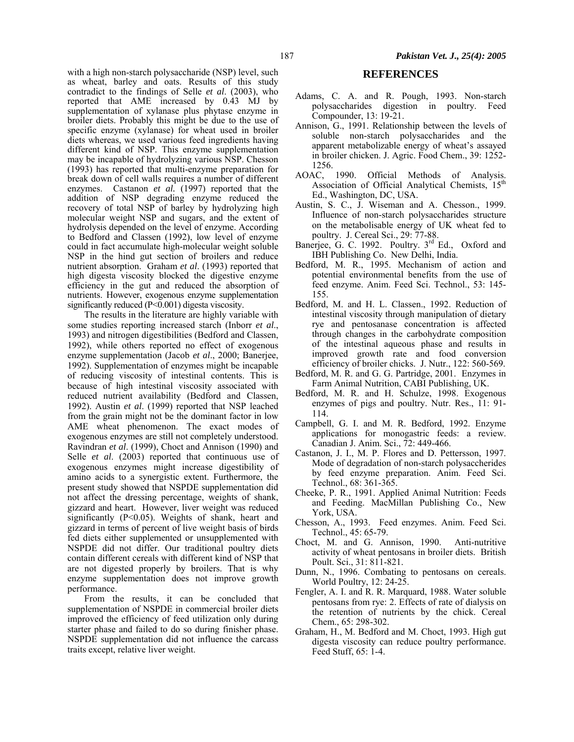with a high non-starch polysaccharide (NSP) level, such as wheat, barley and oats. Results of this study contradict to the findings of Selle *et al*. (2003), who reported that AME increased by 0.43 MJ by supplementation of xylanase plus phytase enzyme in broiler diets. Probably this might be due to the use of specific enzyme (xylanase) for wheat used in broiler diets whereas, we used various feed ingredients having different kind of NSP. This enzyme supplementation may be incapable of hydrolyzing various NSP. Chesson (1993) has reported that multi-enzyme preparation for break down of cell walls requires a number of different enzymes. Castanon *et al.* (1997) reported that the addition of NSP degrading enzyme reduced the recovery of total NSP of barley by hydrolyzing high molecular weight NSP and sugars, and the extent of hydrolysis depended on the level of enzyme. According to Bedford and Classen (1992), low level of enzyme could in fact accumulate high-molecular weight soluble NSP in the hind gut section of broilers and reduce nutrient absorption. Graham *et al*. (1993) reported that high digesta viscosity blocked the digestive enzyme efficiency in the gut and reduced the absorption of nutrients. However, exogenous enzyme supplementation significantly reduced ($P<0.001$) digesta viscosity.

The results in the literature are highly variable with some studies reporting increased starch (Inborr *et al*., 1993) and nitrogen digestibilities (Bedford and Classen, 1992), while others reported no effect of exogenous enzyme supplementation (Jacob *et al*., 2000; Banerjee, 1992). Supplementation of enzymes might be incapable of reducing viscosity of intestinal contents. This is because of high intestinal viscosity associated with reduced nutrient availability (Bedford and Classen, 1992). Austin *et al*. (1999) reported that NSP leached from the grain might not be the dominant factor in low AME wheat phenomenon. The exact modes of exogenous enzymes are still not completely understood. Ravindran *et al*. (1999), Choct and Annison (1990) and Selle *et al*. (2003) reported that continuous use of exogenous enzymes might increase digestibility of amino acids to a synergistic extent. Furthermore, the present study showed that NSPDE supplementation did not affect the dressing percentage, weights of shank, gizzard and heart. However, liver weight was reduced significantly ($P<0.05$). Weights of shank, heart and gizzard in terms of percent of live weight basis of birds fed diets either supplemented or unsupplemented with NSPDE did not differ. Our traditional poultry diets contain different cereals with different kind of NSP that are not digested properly by broilers. That is why enzyme supplementation does not improve growth performance.

From the results, it can be concluded that supplementation of NSPDE in commercial broiler diets improved the efficiency of feed utilization only during starter phase and failed to do so during finisher phase. NSPDE supplementation did not influence the carcass traits except, relative liver weight.

## REFERENCES

Adams, C. A. and R. Pough, 1993. Non-starch polysaccharides digestion in poultry. Feed Compounder, 13: 19-21.

Annison, G., 1991. Relationship between the levels of soluble non-starch polysaccharides and the apparent metabolizable energy of wheat's assayed in broiler chicken. J. Agric. Food Chem., 39: 1252-1256.

AOAC, 1990. Official Methods of Analysis. Association of Official Analytical Chemists, 15th Ed., Washington, DC, USA.

Austin, S. C., J. Wiseman and A. Chesson., 1999. Influence of non-starch polysaccharides structure on the metabolisable energy of UK wheat fed to poultry. J. Cereal Sci., 29: 77-88.

Banerjee, G. C. 1992. Poultry. 3rd Ed., Oxford and IBH Publishing Co. New Delhi, India.

Bedford, M. R., 1995. Mechanism of action and potential environmental benefits from the use of feed enzyme. Anim. Feed Sci. Technol., 53: 145-155.

Bedford, M. and H. L. Classen., 1992. Reduction of intestinal viscosity through manipulation of dietary rye and pentosanase concentration is affected through changes in the carbohydrate composition of the intestinal aqueous phase and results in improved growth rate and food conversion efficiency of broiler chicks. J. Nutr., 122: 560-569.

Bedford, M. R. and G. G. Partridge, 2001. Enzymes in Farm Animal Nutrition, CABI Publishing, UK.

Bedford, M. R. and H. Schulze, 1998. Exogenous enzymes of pigs and poultry. Nutr. Res., 11: 91-114.

Campbell, G. I. and M. R. Bedford, 1992. Enzyme applications for monogastric feeds: a review. Canadian J. Anim. Sci., 72: 449-466.

Castanon, J. I., M. P. Flores and D. Pettersson, 1997. Mode of degradation of non-starch polysaccherides by feed enzyme preparation. Anim. Feed Sci. Technol., 68: 361-365.

Cheeke, P. R., 1991. Applied Animal Nutrition: Feeds and Feeding. MacMillan Publishing Co., New York, USA.

Chesson, A., 1993. Feed enzymes. Anim. Feed Sci. Technol., 45: 65-79.

Choct, M. and G. Annison, 1990. Anti-nutritive activity of wheat pentosans in broiler diets. British Poult. Sci., 31: 811-821.

Dunn, N., 1996. Combating to pentosans on cereals. World Poultry, 12: 24-25.

Fengler, A. I. and R. R. Marquard, 1988. Water soluble pentosans from rye: 2. Effects of rate of dialysis on the retention of nutrients by the chick. Cereal Chem., 65: 298-302.

Graham, H., M. Bedford and M. Choct, 1993. High gut digesta viscosity can reduce poultry performance. Feed Stuff, 65: 1-4.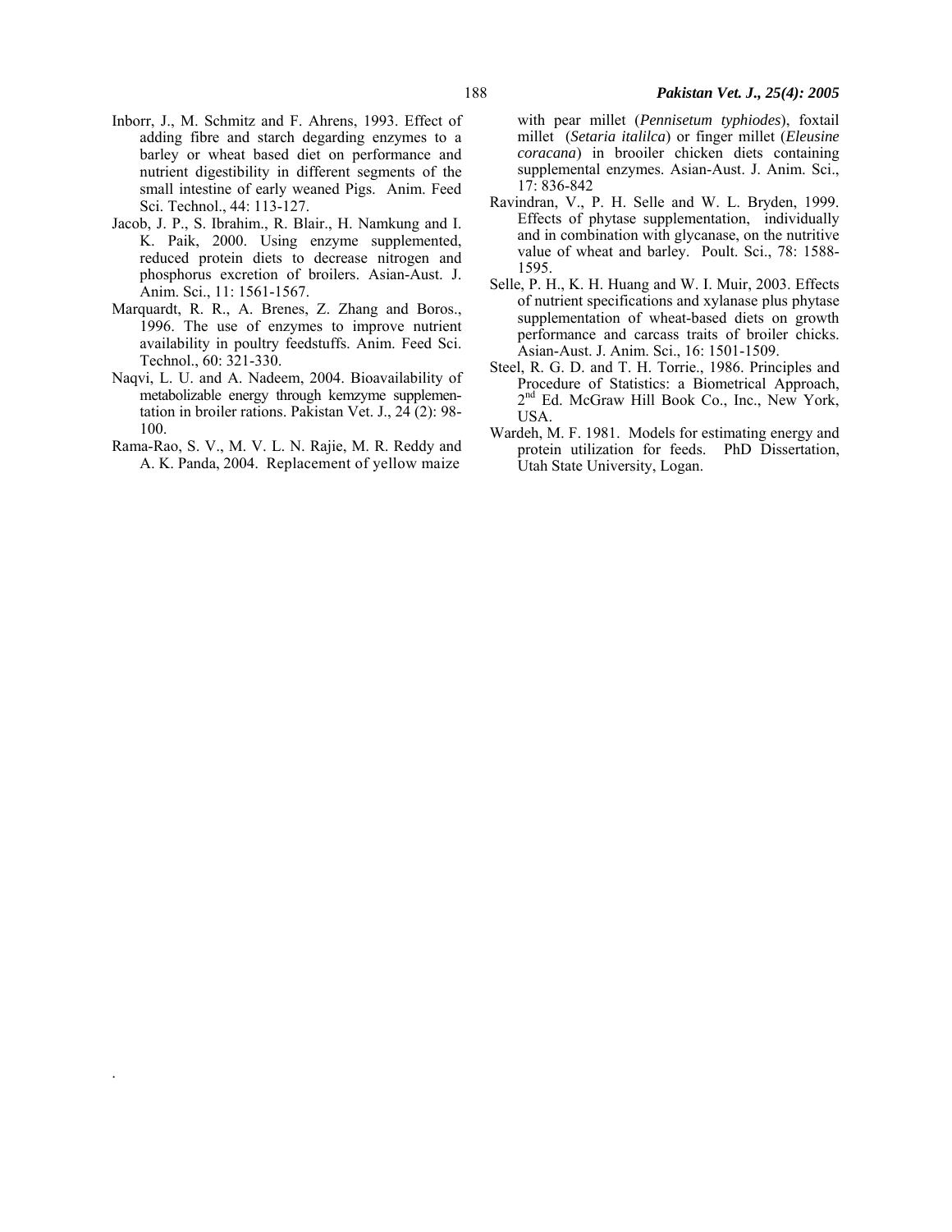Inborr, J., M. Schmitz and F. Ahrens, 1993. Effect of adding fibre and starch degarding enzymes to a barley or wheat based diet on performance and nutrient digestibility in different segments of the small intestine of early weaned Pigs. Anim. Feed Sci. Technol., 44: 113-127.

Jacob, J. P., S. Ibrahim., R. Blair., H. Namkung and I. K. Paik, 2000. Using enzyme supplemented, reduced protein diets to decrease nitrogen and phosphorus excretion of broilers. Asian-Aust. J. Anim. Sci., 11: 1561-1567.

Marquardt, R. R., A. Brenes, Z. Zhang and Boros., 1996. The use of enzymes to improve nutrient availability in poultry feedstuffs. Anim. Feed Sci. Technol., 60: 321-330.

Naqvi, L. U. and A. Nadeem, 2004. Bioavailability of metabolizable energy through kemzyme supplementation in broiler rations. Pakistan Vet. J., 24 (2): 98-100.

Rama-Rao, S. V., M. V. L. N. Rajie, M. R. Reddy and A. K. Panda, 2004. Replacement of yellow maize with pear millet (*Pennisetum typhiodes*), foxtail millet (*Setaria italilca*) or finger millet (*Eleusine coracana*) in brooiler chicken diets containing supplemental enzymes. Asian-Aust. J. Anim. Sci., 17: 836-842

Ravindran, V., P. H. Selle and W. L. Bryden, 1999. Effects of phytase supplementation, individually and in combination with glycanase, on the nutritive value of wheat and barley. Poult. Sci., 78: 1588-1595.

Selle, P. H., K. H. Huang and W. I. Muir, 2003. Effects of nutrient specifications and xylanase plus phytase supplementation of wheat-based diets on growth performance and carcass traits of broiler chicks. Asian-Aust. J. Anim. Sci., 16: 1501-1509.

Steel, R. G. D. and T. H. Torrie., 1986. Principles and Procedure of Statistics: a Biometrical Approach, 2nd Ed. McGraw Hill Book Co., Inc., New York, USA.

Wardeh, M. F. 1981. Models for estimating energy and protein utilization for feeds. PhD Dissertation, Utah State University, Logan.